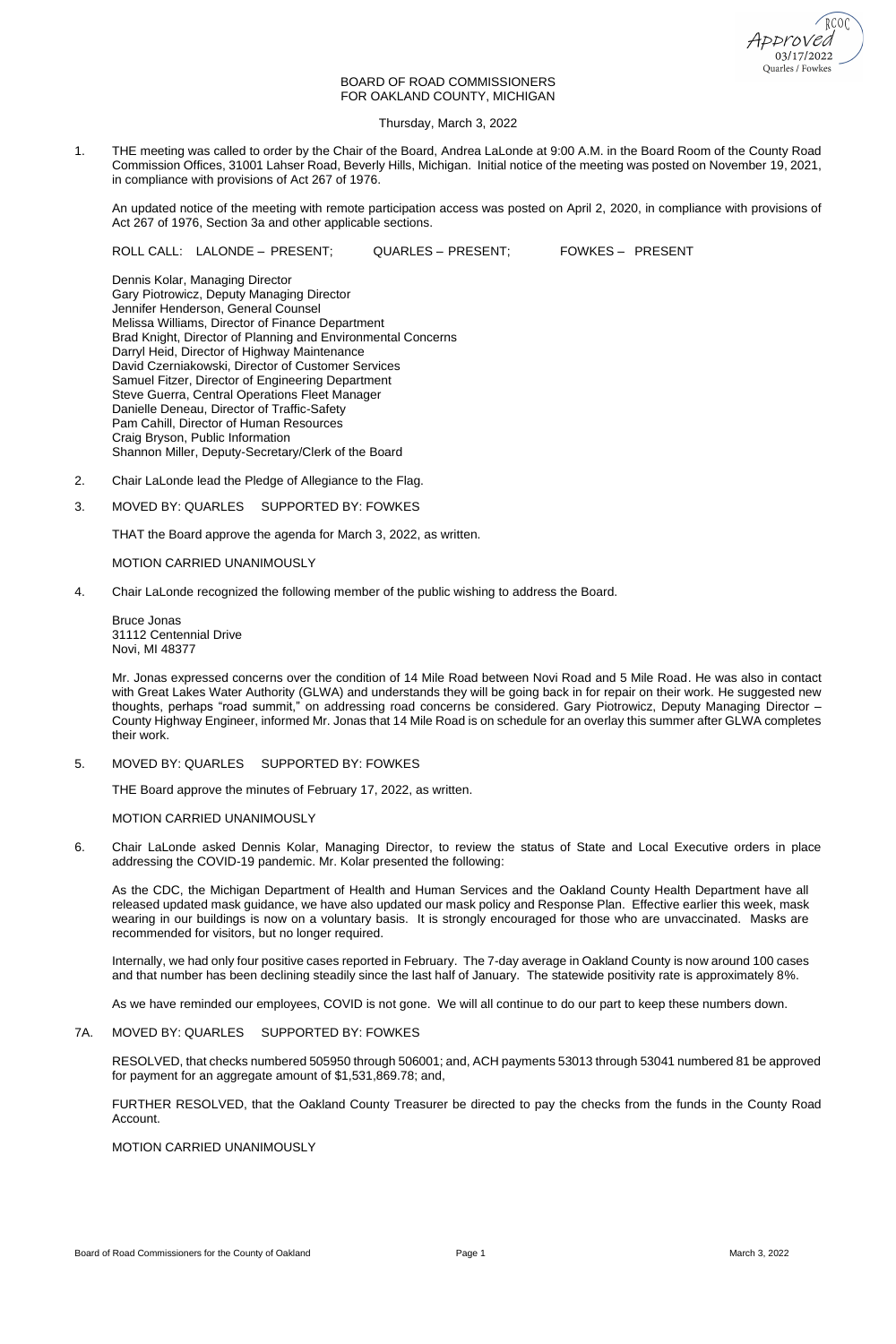Approved 03/17/2022 Quarles / Fowkes

BOARD OF ROAD COMMISSIONERS
FOR OAKLAND COUNTY, MICHIGAN

Thursday, March 3, 2022

1. THE meeting was called to order by the Chair of the Board, Andrea LaLonde at 9:00 A.M. in the Board Room of the County Road Commission Offices, 31001 Lahser Road, Beverly Hills, Michigan. Initial notice of the meeting was posted on November 19, 2021, in compliance with provisions of Act 267 of 1976.

   An updated notice of the meeting with remote participation access was posted on April 2, 2020, in compliance with provisions of Act 267 of 1976, Section 3a and other applicable sections.

   ROLL CALL: LALONDE – PRESENT; QUARLES – PRESENT; FOWKES – PRESENT

   Dennis Kolar, Managing Director
   Gary Piotrowicz, Deputy Managing Director
   Jennifer Henderson, General Counsel
   Melissa Williams, Director of Finance Department
   Brad Knight, Director of Planning and Environmental Concerns
   Darryl Heid, Director of Highway Maintenance
   David Czerniakowski, Director of Customer Services
   Samuel Fitzer, Director of Engineering Department
   Steve Guerra, Central Operations Fleet Manager
   Danielle Deneau, Director of Traffic-Safety
   Pam Cahill, Director of Human Resources
   Craig Bryson, Public Information
   Shannon Miller, Deputy-Secretary/Clerk of the Board

2. Chair LaLonde lead the Pledge of Allegiance to the Flag.

3. MOVED BY: QUARLES SUPPORTED BY: FOWKES

   THAT the Board approve the agenda for March 3, 2022, as written.

   MOTION CARRIED UNANIMOUSLY

4. Chair LaLonde recognized the following member of the public wishing to address the Board.

   Bruce Jonas
   31112 Centennial Drive
   Novi, MI 48377

   Mr. Jonas expressed concerns over the condition of 14 Mile Road between Novi Road and 5 Mile Road. He was also in contact with Great Lakes Water Authority (GLWA) and understands they will be going back in for repair on their work. He suggested new thoughts, perhaps "road summit," on addressing road concerns be considered. Gary Piotrowicz, Deputy Managing Director – County Highway Engineer, informed Mr. Jonas that 14 Mile Road is on schedule for an overlay this summer after GLWA completes their work.

5. MOVED BY: QUARLES SUPPORTED BY: FOWKES

   THE Board approve the minutes of February 17, 2022, as written.

   MOTION CARRIED UNANIMOUSLY

6. Chair LaLonde asked Dennis Kolar, Managing Director, to review the status of State and Local Executive orders in place addressing the COVID-19 pandemic. Mr. Kolar presented the following:

   As the CDC, the Michigan Department of Health and Human Services and the Oakland County Health Department have all released updated mask guidance, we have also updated our mask policy and Response Plan. Effective earlier this week, mask wearing in our buildings is now on a voluntary basis. It is strongly encouraged for those who are unvaccinated. Masks are recommended for visitors, but no longer required.

   Internally, we had only four positive cases reported in February. The 7-day average in Oakland County is now around 100 cases and that number has been declining steadily since the last half of January. The statewide positivity rate is approximately 8%.

   As we have reminded our employees, COVID is not gone. We will all continue to do our part to keep these numbers down.

7A. MOVED BY: QUARLES SUPPORTED BY: FOWKES

   RESOLVED, that checks numbered 505950 through 506001; and, ACH payments 53013 through 53041 numbered 81 be approved for payment for an aggregate amount of $1,531,869.78; and,

   FURTHER RESOLVED, that the Oakland County Treasurer be directed to pay the checks from the funds in the County Road Account.

   MOTION CARRIED UNANIMOUSLY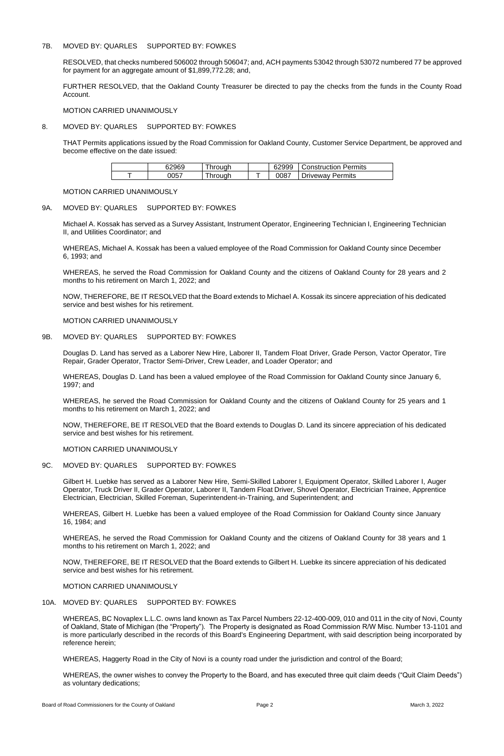7B. MOVED BY: QUARLES SUPPORTED BY: FOWKES

RESOLVED, that checks numbered 506002 through 506047; and, ACH payments 53042 through 53072 numbered 77 be approved for payment for an aggregate amount of $1,899,772.28; and,

FURTHER RESOLVED, that the Oakland County Treasurer be directed to pay the checks from the funds in the County Road Account.

MOTION CARRIED UNANIMOUSLY

8. MOVED BY: QUARLES SUPPORTED BY: FOWKES

THAT Permits applications issued by the Road Commission for Oakland County, Customer Service Department, be approved and become effective on the date issued:

| | | | | | |
|---|---|---|---|---|---|
| | 62969 | Through | | 62999 | Construction Permits |
| T | 0057 | Through | T | 0087 | Driveway Permits |

MOTION CARRIED UNANIMOUSLY

9A. MOVED BY: QUARLES SUPPORTED BY: FOWKES

Michael A. Kossak has served as a Survey Assistant, Instrument Operator, Engineering Technician I, Engineering Technician II, and Utilities Coordinator; and

WHEREAS, Michael A. Kossak has been a valued employee of the Road Commission for Oakland County since December 6, 1993; and

WHEREAS, he served the Road Commission for Oakland County and the citizens of Oakland County for 28 years and 2 months to his retirement on March 1, 2022; and

NOW, THEREFORE, BE IT RESOLVED that the Board extends to Michael A. Kossak its sincere appreciation of his dedicated service and best wishes for his retirement.

MOTION CARRIED UNANIMOUSLY

9B. MOVED BY: QUARLES SUPPORTED BY: FOWKES

Douglas D. Land has served as a Laborer New Hire, Laborer II, Tandem Float Driver, Grade Person, Vactor Operator, Tire Repair, Grader Operator, Tractor Semi-Driver, Crew Leader, and Loader Operator; and

WHEREAS, Douglas D. Land has been a valued employee of the Road Commission for Oakland County since January 6, 1997; and

WHEREAS, he served the Road Commission for Oakland County and the citizens of Oakland County for 25 years and 1 months to his retirement on March 1, 2022; and

NOW, THEREFORE, BE IT RESOLVED that the Board extends to Douglas D. Land its sincere appreciation of his dedicated service and best wishes for his retirement.

MOTION CARRIED UNANIMOUSLY

9C. MOVED BY: QUARLES SUPPORTED BY: FOWKES

Gilbert H. Luebke has served as a Laborer New Hire, Semi-Skilled Laborer I, Equipment Operator, Skilled Laborer I, Auger Operator, Truck Driver II, Grader Operator, Laborer II, Tandem Float Driver, Shovel Operator, Electrician Trainee, Apprentice Electrician, Electrician, Skilled Foreman, Superintendent-in-Training, and Superintendent; and

WHEREAS, Gilbert H. Luebke has been a valued employee of the Road Commission for Oakland County since January 16, 1984; and

WHEREAS, he served the Road Commission for Oakland County and the citizens of Oakland County for 38 years and 1 months to his retirement on March 1, 2022; and

NOW, THEREFORE, BE IT RESOLVED that the Board extends to Gilbert H. Luebke its sincere appreciation of his dedicated service and best wishes for his retirement.

MOTION CARRIED UNANIMOUSLY

10A. MOVED BY: QUARLES SUPPORTED BY: FOWKES

WHEREAS, BC Novaplex L.L.C. owns land known as Tax Parcel Numbers 22-12-400-009, 010 and 011 in the city of Novi, County of Oakland, State of Michigan (the "Property"). The Property is designated as Road Commission R/W Misc. Number 13-1101 and is more particularly described in the records of this Board's Engineering Department, with said description being incorporated by reference herein;

WHEREAS, Haggerty Road in the City of Novi is a county road under the jurisdiction and control of the Board;

WHEREAS, the owner wishes to convey the Property to the Board, and has executed three quit claim deeds ("Quit Claim Deeds") as voluntary dedications;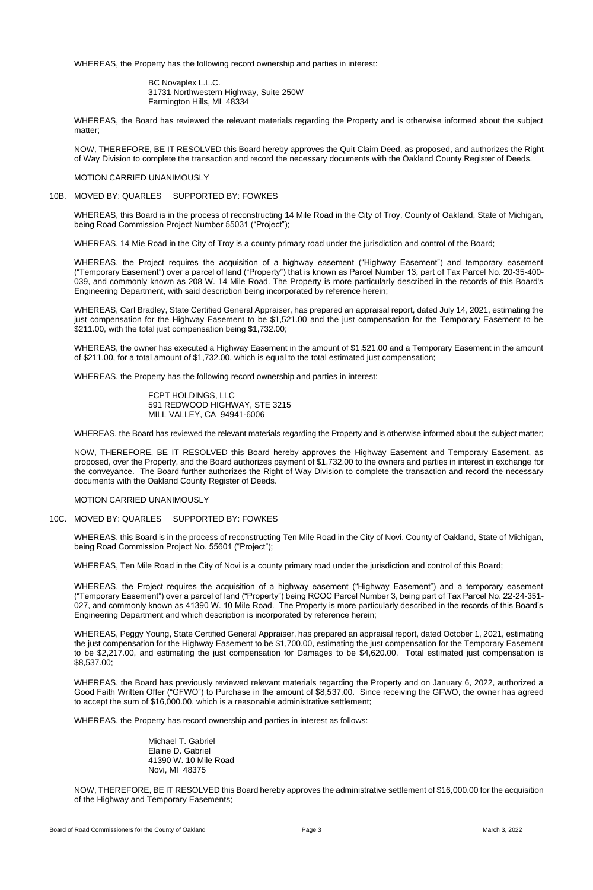WHEREAS, the Property has the following record ownership and parties in interest:

> BC Novaplex L.L.C.
> 31731 Northwestern Highway, Suite 250W
> Farmington Hills, MI 48334

WHEREAS, the Board has reviewed the relevant materials regarding the Property and is otherwise informed about the subject matter;

NOW, THEREFORE, BE IT RESOLVED this Board hereby approves the Quit Claim Deed, as proposed, and authorizes the Right of Way Division to complete the transaction and record the necessary documents with the Oakland County Register of Deeds.

MOTION CARRIED UNANIMOUSLY

10B. MOVED BY: QUARLES SUPPORTED BY: FOWKES

WHEREAS, this Board is in the process of reconstructing 14 Mile Road in the City of Troy, County of Oakland, State of Michigan, being Road Commission Project Number 55031 ("Project");

WHEREAS, 14 Mie Road in the City of Troy is a county primary road under the jurisdiction and control of the Board;

WHEREAS, the Project requires the acquisition of a highway easement ("Highway Easement") and temporary easement ("Temporary Easement") over a parcel of land ("Property") that is known as Parcel Number 13, part of Tax Parcel No. 20-35-400-039, and commonly known as 208 W. 14 Mile Road. The Property is more particularly described in the records of this Board's Engineering Department, with said description being incorporated by reference herein;

WHEREAS, Carl Bradley, State Certified General Appraiser, has prepared an appraisal report, dated July 14, 2021, estimating the just compensation for the Highway Easement to be $1,521.00 and the just compensation for the Temporary Easement to be $211.00, with the total just compensation being $1,732.00;

WHEREAS, the owner has executed a Highway Easement in the amount of $1,521.00 and a Temporary Easement in the amount of $211.00, for a total amount of $1,732.00, which is equal to the total estimated just compensation;

WHEREAS, the Property has the following record ownership and parties in interest:

> FCPT HOLDINGS, LLC
> 591 REDWOOD HIGHWAY, STE 3215
> MILL VALLEY, CA 94941-6006

WHEREAS, the Board has reviewed the relevant materials regarding the Property and is otherwise informed about the subject matter;

NOW, THEREFORE, BE IT RESOLVED this Board hereby approves the Highway Easement and Temporary Easement, as proposed, over the Property, and the Board authorizes payment of $1,732.00 to the owners and parties in interest in exchange for the conveyance. The Board further authorizes the Right of Way Division to complete the transaction and record the necessary documents with the Oakland County Register of Deeds.

MOTION CARRIED UNANIMOUSLY

10C. MOVED BY: QUARLES SUPPORTED BY: FOWKES

WHEREAS, this Board is in the process of reconstructing Ten Mile Road in the City of Novi, County of Oakland, State of Michigan, being Road Commission Project No. 55601 ("Project");

WHEREAS, Ten Mile Road in the City of Novi is a county primary road under the jurisdiction and control of this Board;

WHEREAS, the Project requires the acquisition of a highway easement ("Highway Easement") and a temporary easement ("Temporary Easement") over a parcel of land ("Property") being RCOC Parcel Number 3, being part of Tax Parcel No. 22-24-351-027, and commonly known as 41390 W. 10 Mile Road. The Property is more particularly described in the records of this Board's Engineering Department and which description is incorporated by reference herein;

WHEREAS, Peggy Young, State Certified General Appraiser, has prepared an appraisal report, dated October 1, 2021, estimating the just compensation for the Highway Easement to be $1,700.00, estimating the just compensation for the Temporary Easement to be $2,217.00, and estimating the just compensation for Damages to be $4,620.00. Total estimated just compensation is $8,537.00;

WHEREAS, the Board has previously reviewed relevant materials regarding the Property and on January 6, 2022, authorized a Good Faith Written Offer ("GFWO") to Purchase in the amount of $8,537.00. Since receiving the GFWO, the owner has agreed to accept the sum of $16,000.00, which is a reasonable administrative settlement;

WHEREAS, the Property has record ownership and parties in interest as follows:

> Michael T. Gabriel
> Elaine D. Gabriel
> 41390 W. 10 Mile Road
> Novi, MI 48375

NOW, THEREFORE, BE IT RESOLVED this Board hereby approves the administrative settlement of $16,000.00 for the acquisition of the Highway and Temporary Easements;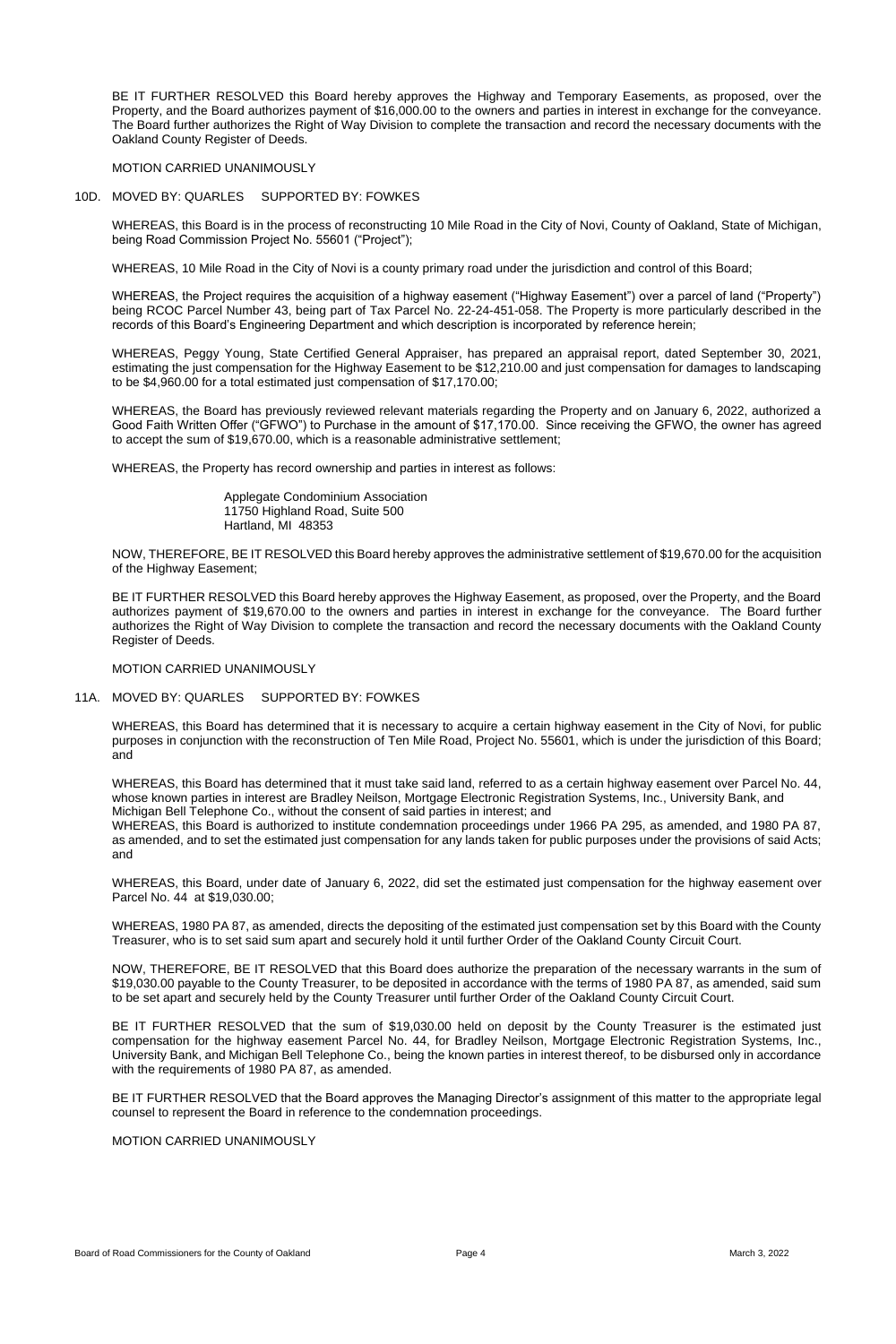BE IT FURTHER RESOLVED this Board hereby approves the Highway and Temporary Easements, as proposed, over the Property, and the Board authorizes payment of $16,000.00 to the owners and parties in interest in exchange for the conveyance. The Board further authorizes the Right of Way Division to complete the transaction and record the necessary documents with the Oakland County Register of Deeds.

MOTION CARRIED UNANIMOUSLY

10D. MOVED BY: QUARLES SUPPORTED BY: FOWKES

WHEREAS, this Board is in the process of reconstructing 10 Mile Road in the City of Novi, County of Oakland, State of Michigan, being Road Commission Project No. 55601 ("Project");

WHEREAS, 10 Mile Road in the City of Novi is a county primary road under the jurisdiction and control of this Board;

WHEREAS, the Project requires the acquisition of a highway easement ("Highway Easement") over a parcel of land ("Property") being RCOC Parcel Number 43, being part of Tax Parcel No. 22-24-451-058. The Property is more particularly described in the records of this Board's Engineering Department and which description is incorporated by reference herein;

WHEREAS, Peggy Young, State Certified General Appraiser, has prepared an appraisal report, dated September 30, 2021, estimating the just compensation for the Highway Easement to be $12,210.00 and just compensation for damages to landscaping to be $4,960.00 for a total estimated just compensation of $17,170.00;

WHEREAS, the Board has previously reviewed relevant materials regarding the Property and on January 6, 2022, authorized a Good Faith Written Offer ("GFWO") to Purchase in the amount of $17,170.00. Since receiving the GFWO, the owner has agreed to accept the sum of $19,670.00, which is a reasonable administrative settlement;

WHEREAS, the Property has record ownership and parties in interest as follows:

Applegate Condominium Association
11750 Highland Road, Suite 500
Hartland, MI 48353

NOW, THEREFORE, BE IT RESOLVED this Board hereby approves the administrative settlement of $19,670.00 for the acquisition of the Highway Easement;

BE IT FURTHER RESOLVED this Board hereby approves the Highway Easement, as proposed, over the Property, and the Board authorizes payment of $19,670.00 to the owners and parties in interest in exchange for the conveyance. The Board further authorizes the Right of Way Division to complete the transaction and record the necessary documents with the Oakland County Register of Deeds.

MOTION CARRIED UNANIMOUSLY

11A. MOVED BY: QUARLES SUPPORTED BY: FOWKES

WHEREAS, this Board has determined that it is necessary to acquire a certain highway easement in the City of Novi, for public purposes in conjunction with the reconstruction of Ten Mile Road, Project No. 55601, which is under the jurisdiction of this Board; and

WHEREAS, this Board has determined that it must take said land, referred to as a certain highway easement over Parcel No. 44, whose known parties in interest are Bradley Neilson, Mortgage Electronic Registration Systems, Inc., University Bank, and Michigan Bell Telephone Co., without the consent of said parties in interest; and

WHEREAS, this Board is authorized to institute condemnation proceedings under 1966 PA 295, as amended, and 1980 PA 87, as amended, and to set the estimated just compensation for any lands taken for public purposes under the provisions of said Acts; and

WHEREAS, this Board, under date of January 6, 2022, did set the estimated just compensation for the highway easement over Parcel No. 44 at $19,030.00;

WHEREAS, 1980 PA 87, as amended, directs the depositing of the estimated just compensation set by this Board with the County Treasurer, who is to set said sum apart and securely hold it until further Order of the Oakland County Circuit Court.

NOW, THEREFORE, BE IT RESOLVED that this Board does authorize the preparation of the necessary warrants in the sum of $19,030.00 payable to the County Treasurer, to be deposited in accordance with the terms of 1980 PA 87, as amended, said sum to be set apart and securely held by the County Treasurer until further Order of the Oakland County Circuit Court.

BE IT FURTHER RESOLVED that the sum of $19,030.00 held on deposit by the County Treasurer is the estimated just compensation for the highway easement Parcel No. 44, for Bradley Neilson, Mortgage Electronic Registration Systems, Inc., University Bank, and Michigan Bell Telephone Co., being the known parties in interest thereof, to be disbursed only in accordance with the requirements of 1980 PA 87, as amended.

BE IT FURTHER RESOLVED that the Board approves the Managing Director's assignment of this matter to the appropriate legal counsel to represent the Board in reference to the condemnation proceedings.

MOTION CARRIED UNANIMOUSLY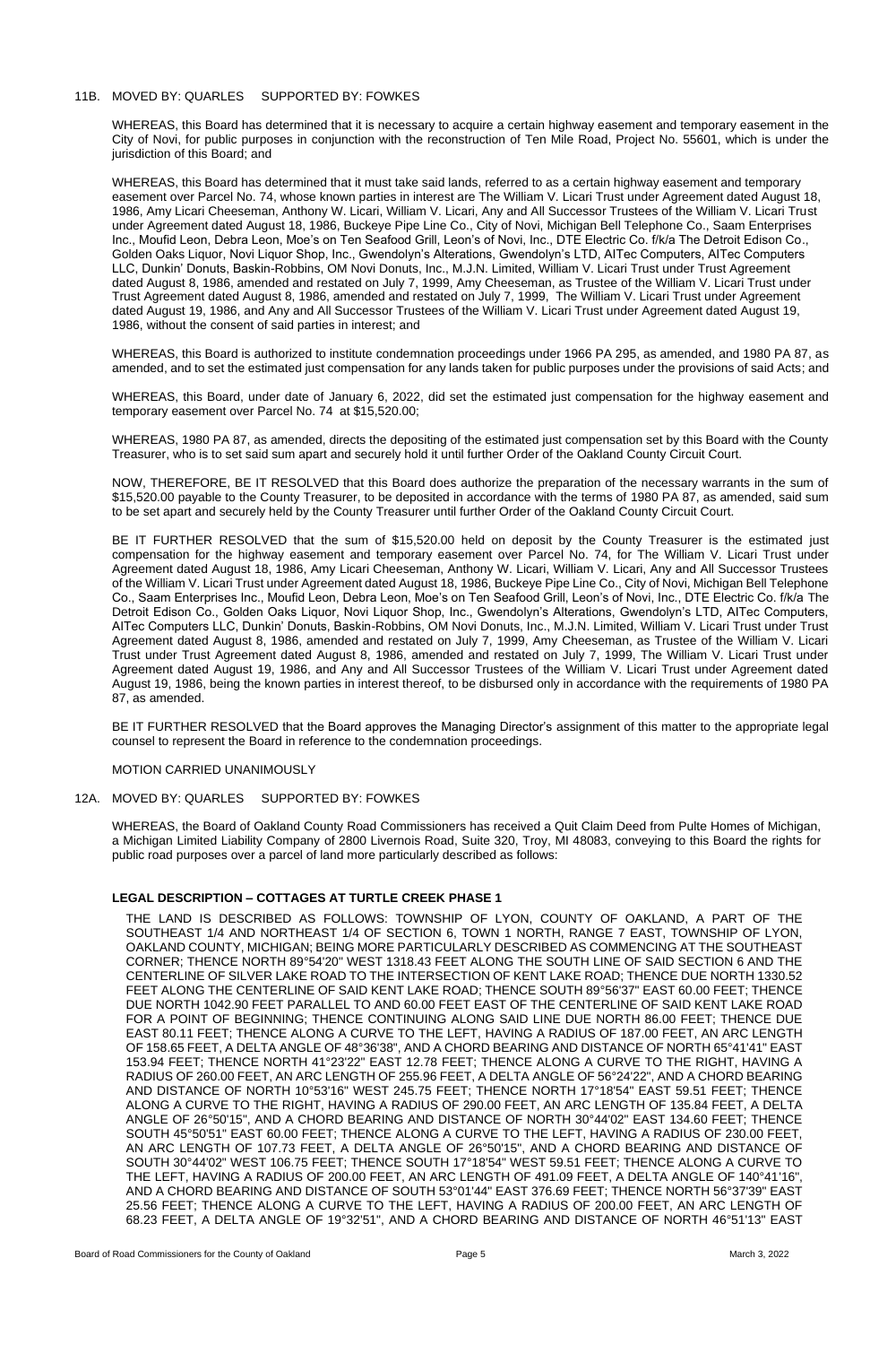11B. MOVED BY: QUARLES SUPPORTED BY: FOWKES

WHEREAS, this Board has determined that it is necessary to acquire a certain highway easement and temporary easement in the City of Novi, for public purposes in conjunction with the reconstruction of Ten Mile Road, Project No. 55601, which is under the jurisdiction of this Board; and

WHEREAS, this Board has determined that it must take said lands, referred to as a certain highway easement and temporary easement over Parcel No. 74, whose known parties in interest are The William V. Licari Trust under Agreement dated August 18, 1986, Amy Licari Cheeseman, Anthony W. Licari, William V. Licari, Any and All Successor Trustees of the William V. Licari Trust under Agreement dated August 18, 1986, Buckeye Pipe Line Co., City of Novi, Michigan Bell Telephone Co., Saam Enterprises Inc., Moufid Leon, Debra Leon, Moe's on Ten Seafood Grill, Leon's of Novi, Inc., DTE Electric Co. f/k/a The Detroit Edison Co., Golden Oaks Liquor, Novi Liquor Shop, Inc., Gwendolyn's Alterations, Gwendolyn's LTD, AITec Computers, AITec Computers LLC, Dunkin' Donuts, Baskin-Robbins, OM Novi Donuts, Inc., M.J.N. Limited, William V. Licari Trust under Trust Agreement dated August 8, 1986, amended and restated on July 7, 1999, Amy Cheeseman, as Trustee of the William V. Licari Trust under Trust Agreement dated August 8, 1986, amended and restated on July 7, 1999, The William V. Licari Trust under Agreement dated August 19, 1986, and Any and All Successor Trustees of the William V. Licari Trust under Agreement dated August 19, 1986, without the consent of said parties in interest; and

WHEREAS, this Board is authorized to institute condemnation proceedings under 1966 PA 295, as amended, and 1980 PA 87, as amended, and to set the estimated just compensation for any lands taken for public purposes under the provisions of said Acts; and

WHEREAS, this Board, under date of January 6, 2022, did set the estimated just compensation for the highway easement and temporary easement over Parcel No. 74 at $15,520.00;

WHEREAS, 1980 PA 87, as amended, directs the depositing of the estimated just compensation set by this Board with the County Treasurer, who is to set said sum apart and securely hold it until further Order of the Oakland County Circuit Court.

NOW, THEREFORE, BE IT RESOLVED that this Board does authorize the preparation of the necessary warrants in the sum of $15,520.00 payable to the County Treasurer, to be deposited in accordance with the terms of 1980 PA 87, as amended, said sum to be set apart and securely held by the County Treasurer until further Order of the Oakland County Circuit Court.

BE IT FURTHER RESOLVED that the sum of $15,520.00 held on deposit by the County Treasurer is the estimated just compensation for the highway easement and temporary easement over Parcel No. 74, for The William V. Licari Trust under Agreement dated August 18, 1986, Amy Licari Cheeseman, Anthony W. Licari, William V. Licari, Any and All Successor Trustees of the William V. Licari Trust under Agreement dated August 18, 1986, Buckeye Pipe Line Co., City of Novi, Michigan Bell Telephone Co., Saam Enterprises Inc., Moufid Leon, Debra Leon, Moe's on Ten Seafood Grill, Leon's of Novi, Inc., DTE Electric Co. f/k/a The Detroit Edison Co., Golden Oaks Liquor, Novi Liquor Shop, Inc., Gwendolyn's Alterations, Gwendolyn's LTD, AITec Computers, AITec Computers LLC, Dunkin' Donuts, Baskin-Robbins, OM Novi Donuts, Inc., M.J.N. Limited, William V. Licari Trust under Trust Agreement dated August 8, 1986, amended and restated on July 7, 1999, Amy Cheeseman, as Trustee of the William V. Licari Trust under Trust Agreement dated August 8, 1986, amended and restated on July 7, 1999, The William V. Licari Trust under Agreement dated August 19, 1986, and Any and All Successor Trustees of the William V. Licari Trust under Agreement dated August 19, 1986, being the known parties in interest thereof, to be disbursed only in accordance with the requirements of 1980 PA 87, as amended.

BE IT FURTHER RESOLVED that the Board approves the Managing Director's assignment of this matter to the appropriate legal counsel to represent the Board in reference to the condemnation proceedings.

MOTION CARRIED UNANIMOUSLY

12A. MOVED BY: QUARLES SUPPORTED BY: FOWKES

WHEREAS, the Board of Oakland County Road Commissioners has received a Quit Claim Deed from Pulte Homes of Michigan, a Michigan Limited Liability Company of 2800 Livernois Road, Suite 320, Troy, MI 48083, conveying to this Board the rights for public road purposes over a parcel of land more particularly described as follows:

**LEGAL DESCRIPTION – COTTAGES AT TURTLE CREEK PHASE 1**

THE LAND IS DESCRIBED AS FOLLOWS: TOWNSHIP OF LYON, COUNTY OF OAKLAND, A PART OF THE SOUTHEAST 1/4 AND NORTHEAST 1/4 OF SECTION 6, TOWN 1 NORTH, RANGE 7 EAST, TOWNSHIP OF LYON, OAKLAND COUNTY, MICHIGAN; BEING MORE PARTICULARLY DESCRIBED AS COMMENCING AT THE SOUTHEAST CORNER; THENCE NORTH 89°54'20" WEST 1318.43 FEET ALONG THE SOUTH LINE OF SAID SECTION 6 AND THE CENTERLINE OF SILVER LAKE ROAD TO THE INTERSECTION OF KENT LAKE ROAD; THENCE DUE NORTH 1330.52 FEET ALONG THE CENTERLINE OF SAID KENT LAKE ROAD; THENCE SOUTH 89°56'37" EAST 60.00 FEET; THENCE DUE NORTH 1042.90 FEET PARALLEL TO AND 60.00 FEET EAST OF THE CENTERLINE OF SAID KENT LAKE ROAD FOR A POINT OF BEGINNING; THENCE CONTINUING ALONG SAID LINE DUE NORTH 86.00 FEET; THENCE DUE EAST 80.11 FEET; THENCE ALONG A CURVE TO THE LEFT, HAVING A RADIUS OF 187.00 FEET, AN ARC LENGTH OF 158.65 FEET, A DELTA ANGLE OF 48°36'38", AND A CHORD BEARING AND DISTANCE OF NORTH 65°41'41" EAST 153.94 FEET; THENCE NORTH 41°23'22" EAST 12.78 FEET; THENCE ALONG A CURVE TO THE RIGHT, HAVING A RADIUS OF 260.00 FEET, AN ARC LENGTH OF 255.96 FEET, A DELTA ANGLE OF 56°24'22", AND A CHORD BEARING AND DISTANCE OF NORTH 10°53'16" WEST 245.75 FEET; THENCE NORTH 17°18'54" EAST 59.51 FEET; THENCE ALONG A CURVE TO THE RIGHT, HAVING A RADIUS OF 290.00 FEET, AN ARC LENGTH OF 135.84 FEET, A DELTA ANGLE OF 26°50'15", AND A CHORD BEARING AND DISTANCE OF NORTH 30°44'02" EAST 134.60 FEET; THENCE SOUTH 45°50'51" EAST 60.00 FEET; THENCE ALONG A CURVE TO THE LEFT, HAVING A RADIUS OF 230.00 FEET, AN ARC LENGTH OF 107.73 FEET, A DELTA ANGLE OF 26°50'15", AND A CHORD BEARING AND DISTANCE OF SOUTH 30°44'02" WEST 106.75 FEET; THENCE SOUTH 17°18'54" WEST 59.51 FEET; THENCE ALONG A CURVE TO THE LEFT, HAVING A RADIUS OF 200.00 FEET, AN ARC LENGTH OF 491.09 FEET, A DELTA ANGLE OF 140°41'16", AND A CHORD BEARING AND DISTANCE OF SOUTH 53°01'44" EAST 376.69 FEET; THENCE NORTH 56°37'39" EAST 25.56 FEET; THENCE ALONG A CURVE TO THE LEFT, HAVING A RADIUS OF 200.00 FEET, AN ARC LENGTH OF 68.23 FEET, A DELTA ANGLE OF 19°32'51", AND A CHORD BEARING AND DISTANCE OF NORTH 46°51'13" EAST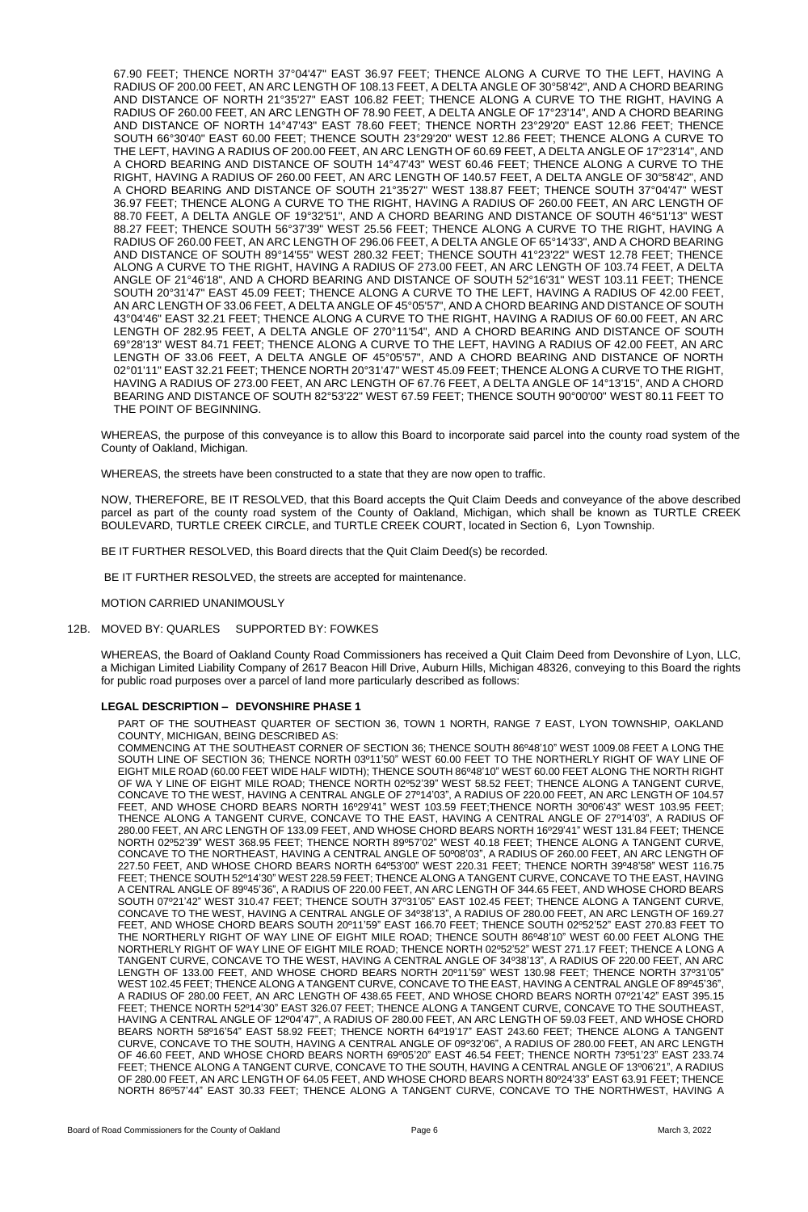67.90 FEET; THENCE NORTH 37°04'47" EAST 36.97 FEET; THENCE ALONG A CURVE TO THE LEFT, HAVING A RADIUS OF 200.00 FEET, AN ARC LENGTH OF 108.13 FEET, A DELTA ANGLE OF 30°58'42", AND A CHORD BEARING AND DISTANCE OF NORTH 21°35'27" EAST 106.82 FEET; THENCE ALONG A CURVE TO THE RIGHT, HAVING A RADIUS OF 260.00 FEET, AN ARC LENGTH OF 78.90 FEET, A DELTA ANGLE OF 17°23'14", AND A CHORD BEARING AND DISTANCE OF NORTH 14°47'43" EAST 78.60 FEET; THENCE NORTH 23°29'20" EAST 12.86 FEET; THENCE SOUTH 66°30'40" EAST 60.00 FEET; THENCE SOUTH 23°29'20" WEST 12.86 FEET; THENCE ALONG A CURVE TO THE LEFT, HAVING A RADIUS OF 200.00 FEET, AN ARC LENGTH OF 60.69 FEET, A DELTA ANGLE OF 17°23'14", AND A CHORD BEARING AND DISTANCE OF SOUTH 14°47'43" WEST 60.46 FEET; THENCE ALONG A CURVE TO THE RIGHT, HAVING A RADIUS OF 260.00 FEET, AN ARC LENGTH OF 140.57 FEET, A DELTA ANGLE OF 30°58'42", AND A CHORD BEARING AND DISTANCE OF SOUTH 21°35'27" WEST 138.87 FEET; THENCE SOUTH 37°04'47" WEST 36.97 FEET; THENCE ALONG A CURVE TO THE RIGHT, HAVING A RADIUS OF 260.00 FEET, AN ARC LENGTH OF 88.70 FEET, A DELTA ANGLE OF 19°32'51", AND A CHORD BEARING AND DISTANCE OF SOUTH 46°51'13" WEST 88.27 FEET; THENCE SOUTH 56°37'39" WEST 25.56 FEET; THENCE ALONG A CURVE TO THE RIGHT, HAVING A RADIUS OF 260.00 FEET, AN ARC LENGTH OF 296.06 FEET, A DELTA ANGLE OF 65°14'33", AND A CHORD BEARING AND DISTANCE OF SOUTH 89°14'55" WEST 280.32 FEET; THENCE SOUTH 41°23'22" WEST 12.78 FEET; THENCE ALONG A CURVE TO THE RIGHT, HAVING A RADIUS OF 273.00 FEET, AN ARC LENGTH OF 103.74 FEET, A DELTA ANGLE OF 21°46'18", AND A CHORD BEARING AND DISTANCE OF SOUTH 52°16'31" WEST 103.11 FEET; THENCE SOUTH 20°31'47" EAST 45.09 FEET; THENCE ALONG A CURVE TO THE LEFT, HAVING A RADIUS OF 42.00 FEET, AN ARC LENGTH OF 33.06 FEET, A DELTA ANGLE OF 45°05'57", AND A CHORD BEARING AND DISTANCE OF SOUTH 43°04'46" EAST 32.21 FEET; THENCE ALONG A CURVE TO THE RIGHT, HAVING A RADIUS OF 60.00 FEET, AN ARC LENGTH OF 282.95 FEET, A DELTA ANGLE OF 270°11'54", AND A CHORD BEARING AND DISTANCE OF SOUTH 69°28'13" WEST 84.71 FEET; THENCE ALONG A CURVE TO THE LEFT, HAVING A RADIUS OF 42.00 FEET, AN ARC LENGTH OF 33.06 FEET, A DELTA ANGLE OF 45°05'57", AND A CHORD BEARING AND DISTANCE OF NORTH 02°01'11" EAST 32.21 FEET; THENCE NORTH 20°31'47" WEST 45.09 FEET; THENCE ALONG A CURVE TO THE RIGHT, HAVING A RADIUS OF 273.00 FEET, AN ARC LENGTH OF 67.76 FEET, A DELTA ANGLE OF 14°13'15", AND A CHORD BEARING AND DISTANCE OF SOUTH 82°53'22" WEST 67.59 FEET; THENCE SOUTH 90°00'00" WEST 80.11 FEET TO THE POINT OF BEGINNING.

WHEREAS, the purpose of this conveyance is to allow this Board to incorporate said parcel into the county road system of the County of Oakland, Michigan.

WHEREAS, the streets have been constructed to a state that they are now open to traffic.

NOW, THEREFORE, BE IT RESOLVED, that this Board accepts the Quit Claim Deeds and conveyance of the above described parcel as part of the county road system of the County of Oakland, Michigan, which shall be known as TURTLE CREEK BOULEVARD, TURTLE CREEK CIRCLE, and TURTLE CREEK COURT, located in Section 6, Lyon Township.

BE IT FURTHER RESOLVED, this Board directs that the Quit Claim Deed(s) be recorded.

BE IT FURTHER RESOLVED, the streets are accepted for maintenance.

MOTION CARRIED UNANIMOUSLY

12B. MOVED BY: QUARLES SUPPORTED BY: FOWKES

WHEREAS, the Board of Oakland County Road Commissioners has received a Quit Claim Deed from Devonshire of Lyon, LLC, a Michigan Limited Liability Company of 2617 Beacon Hill Drive, Auburn Hills, Michigan 48326, conveying to this Board the rights for public road purposes over a parcel of land more particularly described as follows:

**LEGAL DESCRIPTION – DEVONSHIRE PHASE 1**

PART OF THE SOUTHEAST QUARTER OF SECTION 36, TOWN 1 NORTH, RANGE 7 EAST, LYON TOWNSHIP, OAKLAND COUNTY, MICHIGAN, BEING DESCRIBED AS:
COMMENCING AT THE SOUTHEAST CORNER OF SECTION 36; THENCE SOUTH 86º48'10" WEST 1009.08 FEET A LONG THE SOUTH LINE OF SECTION 36; THENCE NORTH 03º11'50" WEST 60.00 FEET TO THE NORTHERLY RIGHT OF WAY LINE OF EIGHT MILE ROAD (60.00 FEET WIDE HALF WIDTH); THENCE SOUTH 86º48'10" WEST 60.00 FEET ALONG THE NORTH RIGHT OF WA Y LINE OF EIGHT MILE ROAD; THENCE NORTH 02º52'39" WEST 58.52 FEET; THENCE ALONG A TANGENT CURVE, CONCAVE TO THE WEST, HAVING A CENTRAL ANGLE OF 27º14'03", A RADIUS OF 220.00 FEET, AN ARC LENGTH OF 104.57 FEET, AND WHOSE CHORD BEARS NORTH 16º29'41" WEST 103.59 FEET;THENCE NORTH 30º06'43" WEST 103.95 FEET; THENCE ALONG A TANGENT CURVE, CONCAVE TO THE EAST, HAVING A CENTRAL ANGLE OF 27º14'03", A RADIUS OF 280.00 FEET, AN ARC LENGTH OF 133.09 FEET, AND WHOSE CHORD BEARS NORTH 16º29'41" WEST 131.84 FEET; THENCE NORTH 02º52'39" WEST 368.95 FEET; THENCE NORTH 89º57'02" WEST 40.18 FEET; THENCE ALONG A TANGENT CURVE, CONCAVE TO THE NORTHEAST, HAVING A CENTRAL ANGLE OF 50º08'03", A RADIUS OF 260.00 FEET, AN ARC LENGTH OF 227.50 FEET, AND WHOSE CHORD BEARS NORTH 64º53'00" WEST 220.31 FEET; THENCE NORTH 39º48'58" WEST 116.75 FEET; THENCE SOUTH 52º14'30" WEST 228.59 FEET; THENCE ALONG A TANGENT CURVE, CONCAVE TO THE EAST, HAVING A CENTRAL ANGLE OF 89º45'36", A RADIUS OF 220.00 FEET, AN ARC LENGTH OF 344.65 FEET, AND WHOSE CHORD BEARS SOUTH 07º21'42" WEST 310.47 FEET; THENCE SOUTH 37º31'05" EAST 102.45 FEET; THENCE ALONG A TANGENT CURVE, CONCAVE TO THE WEST, HAVING A CENTRAL ANGLE OF 34º38'13", A RADIUS OF 280.00 FEET, AN ARC LENGTH OF 169.27 FEET, AND WHOSE CHORD BEARS SOUTH 20º11'59" EAST 166.70 FEET; THENCE SOUTH 02º52'52" EAST 270.83 FEET TO THE NORTHERLY RIGHT OF WAY LINE OF EIGHT MILE ROAD; THENCE SOUTH 86º48'10" WEST 60.00 FEET ALONG THE NORTHERLY RIGHT OF WAY LINE OF EIGHT MILE ROAD; THENCE NORTH 02º52'52" WEST 271.17 FEET; THENCE A LONG A TANGENT CURVE, CONCAVE TO THE WEST, HAVING A CENTRAL ANGLE OF 34º38'13", A RADIUS OF 220.00 FEET, AN ARC LENGTH OF 133.00 FEET, AND WHOSE CHORD BEARS NORTH 20º11'59" WEST 130.98 FEET; THENCE NORTH 37º31'05" WEST 102.45 FEET; THENCE ALONG A TANGENT CURVE, CONCAVE TO THE EAST, HAVING A CENTRAL ANGLE OF 89º45'36", A RADIUS OF 280.00 FEET, AN ARC LENGTH OF 438.65 FEET, AND WHOSE CHORD BEARS NORTH 07º21'42" EAST 395.15 FEET; THENCE NORTH 52º14'30" EAST 326.07 FEET; THENCE ALONG A TANGENT CURVE, CONCAVE TO THE SOUTHEAST, HAVING A CENTRAL ANGLE OF 12º04'47", A RADIUS OF 280.00 FEET, AN ARC LENGTH OF 59.03 FEET, AND WHOSE CHORD BEARS NORTH 58º16'54" EAST 58.92 FEET; THENCE NORTH 64º19'17" EAST 243.60 FEET; THENCE ALONG A TANGENT CURVE, CONCAVE TO THE SOUTH, HAVING A CENTRAL ANGLE OF 09º32'06", A RADIUS OF 280.00 FEET, AN ARC LENGTH OF 46.60 FEET, AND WHOSE CHORD BEARS NORTH 69º05'20" EAST 46.54 FEET; THENCE NORTH 73º51'23" EAST 233.74 FEET; THENCE ALONG A TANGENT CURVE, CONCAVE TO THE SOUTH, HAVING A CENTRAL ANGLE OF 13º06'21", A RADIUS OF 280.00 FEET, AN ARC LENGTH OF 64.05 FEET, AND WHOSE CHORD BEARS NORTH 80º24'33" EAST 63.91 FEET; THENCE NORTH 86º57'44" EAST 30.33 FEET; THENCE ALONG A TANGENT CURVE, CONCAVE TO THE NORTHWEST, HAVING A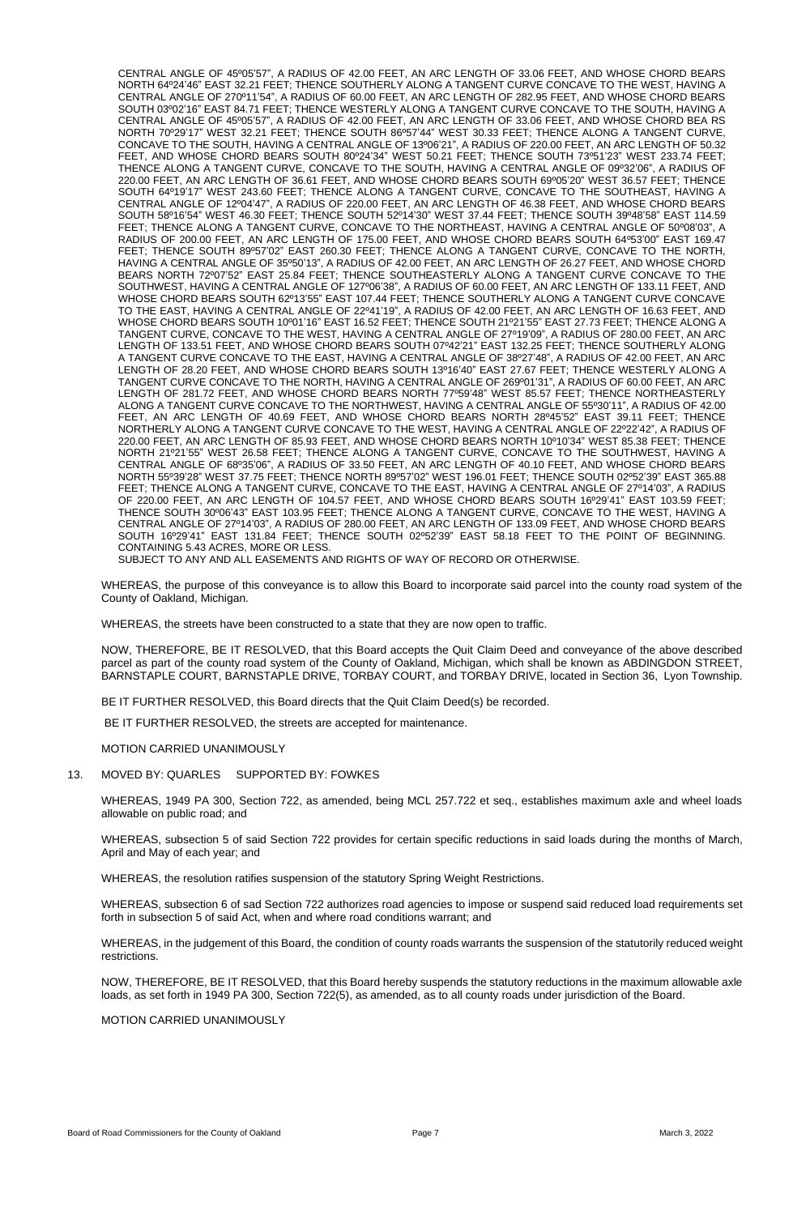CENTRAL ANGLE OF 45º05'57", A RADIUS OF 42.00 FEET, AN ARC LENGTH OF 33.06 FEET, AND WHOSE CHORD BEARS NORTH 64º24'46" EAST 32.21 FEET; THENCE SOUTHERLY ALONG A TANGENT CURVE CONCAVE TO THE WEST, HAVING A CENTRAL ANGLE OF 270º11'54", A RADIUS OF 60.00 FEET, AN ARC LENGTH OF 282.95 FEET, AND WHOSE CHORD BEARS SOUTH 03º02'16" EAST 84.71 FEET; THENCE WESTERLY ALONG A TANGENT CURVE CONCAVE TO THE SOUTH, HAVING A CENTRAL ANGLE OF 45º05'57", A RADIUS OF 42.00 FEET, AN ARC LENGTH OF 33.06 FEET, AND WHOSE CHORD BEA RS NORTH 70º29'17" WEST 32.21 FEET; THENCE SOUTH 86º57'44" WEST 30.33 FEET; THENCE ALONG A TANGENT CURVE, CONCAVE TO THE SOUTH, HAVING A CENTRAL ANGLE OF 13º06'21", A RADIUS OF 220.00 FEET, AN ARC LENGTH OF 50.32 FEET, AND WHOSE CHORD BEARS SOUTH 80º24'34" WEST 50.21 FEET; THENCE SOUTH 73º51'23" WEST 233.74 FEET; THENCE ALONG A TANGENT CURVE, CONCAVE TO THE SOUTH, HAVING A CENTRAL ANGLE OF 09º32'06", A RADIUS OF 220.00 FEET, AN ARC LENGTH OF 36.61 FEET, AND WHOSE CHORD BEARS SOUTH 69º05'20" WEST 36.57 FEET; THENCE SOUTH 64º19'17" WEST 243.60 FEET; THENCE ALONG A TANGENT CURVE, CONCAVE TO THE SOUTHEAST, HAVING A CENTRAL ANGLE OF 12º04'47", A RADIUS OF 220.00 FEET, AN ARC LENGTH OF 46.38 FEET, AND WHOSE CHORD BEARS SOUTH 58º16'54" WEST 46.30 FEET; THENCE SOUTH 52º14'30" WEST 37.44 FEET; THENCE SOUTH 39º48'58" EAST 114.59 FEET; THENCE ALONG A TANGENT CURVE, CONCAVE TO THE NORTHEAST, HAVING A CENTRAL ANGLE OF 50º08'03", A RADIUS OF 200.00 FEET, AN ARC LENGTH OF 175.00 FEET, AND WHOSE CHORD BEARS SOUTH 64º53'00" EAST 169.47 FEET; THENCE SOUTH 89º57'02" EAST 260.30 FEET; THENCE ALONG A TANGENT CURVE, CONCAVE TO THE NORTH, HAVING A CENTRAL ANGLE OF 35º50'13", A RADIUS OF 42.00 FEET, AN ARC LENGTH OF 26.27 FEET, AND WHOSE CHORD BEARS NORTH 72º07'52" EAST 25.84 FEET; THENCE SOUTHEASTERLY ALONG A TANGENT CURVE CONCAVE TO THE SOUTHWEST, HAVING A CENTRAL ANGLE OF 127º06'38", A RADIUS OF 60.00 FEET, AN ARC LENGTH OF 133.11 FEET, AND WHOSE CHORD BEARS SOUTH 62º13'55" EAST 107.44 FEET; THENCE SOUTHERLY ALONG A TANGENT CURVE CONCAVE TO THE EAST, HAVING A CENTRAL ANGLE OF 22º41'19", A RADIUS OF 42.00 FEET, AN ARC LENGTH OF 16.63 FEET, AND WHOSE CHORD BEARS SOUTH 10º01'16" EAST 16.52 FEET; THENCE SOUTH 21º21'55" EAST 27.73 FEET; THENCE ALONG A TANGENT CURVE, CONCAVE TO THE WEST, HAVING A CENTRAL ANGLE OF 27º19'09", A RADIUS OF 280.00 FEET, AN ARC LENGTH OF 133.51 FEET, AND WHOSE CHORD BEARS SOUTH 07º42'21" EAST 132.25 FEET; THENCE SOUTHERLY ALONG A TANGENT CURVE CONCAVE TO THE EAST, HAVING A CENTRAL ANGLE OF 38º27'48", A RADIUS OF 42.00 FEET, AN ARC LENGTH OF 28.20 FEET, AND WHOSE CHORD BEARS SOUTH 13º16'40" EAST 27.67 FEET; THENCE WESTERLY ALONG A TANGENT CURVE CONCAVE TO THE NORTH, HAVING A CENTRAL ANGLE OF 269º01'31", A RADIUS OF 60.00 FEET, AN ARC LENGTH OF 281.72 FEET, AND WHOSE CHORD BEARS NORTH 77º59'48" WEST 85.57 FEET; THENCE NORTHEASTERLY ALONG A TANGENT CURVE CONCAVE TO THE NORTHWEST, HAVING A CENTRAL ANGLE OF 55º30'11", A RADIUS OF 42.00 FEET, AN ARC LENGTH OF 40.69 FEET, AND WHOSE CHORD BEARS NORTH 28º45'52" EAST 39.11 FEET; THENCE NORTHERLY ALONG A TANGENT CURVE CONCAVE TO THE WEST, HAVING A CENTRAL ANGLE OF 22º22'42", A RADIUS OF 220.00 FEET, AN ARC LENGTH OF 85.93 FEET, AND WHOSE CHORD BEARS NORTH 10º10'34" WEST 85.38 FEET; THENCE NORTH 21º21'55" WEST 26.58 FEET; THENCE ALONG A TANGENT CURVE, CONCAVE TO THE SOUTHWEST, HAVING A CENTRAL ANGLE OF 68º35'06", A RADIUS OF 33.50 FEET, AN ARC LENGTH OF 40.10 FEET, AND WHOSE CHORD BEARS NORTH 55º39'28" WEST 37.75 FEET; THENCE NORTH 89º57'02" WEST 196.01 FEET; THENCE SOUTH 02º52'39" EAST 365.88 FEET; THENCE ALONG A TANGENT CURVE, CONCAVE TO THE EAST, HAVING A CENTRAL ANGLE OF 27º14'03", A RADIUS OF 220.00 FEET, AN ARC LENGTH OF 104.57 FEET, AND WHOSE CHORD BEARS SOUTH 16º29'41" EAST 103.59 FEET; THENCE SOUTH 30º06'43" EAST 103.95 FEET; THENCE ALONG A TANGENT CURVE, CONCAVE TO THE WEST, HAVING A CENTRAL ANGLE OF 27º14'03", A RADIUS OF 280.00 FEET, AN ARC LENGTH OF 133.09 FEET, AND WHOSE CHORD BEARS SOUTH 16º29'41" EAST 131.84 FEET; THENCE SOUTH 02º52'39" EAST 58.18 FEET TO THE POINT OF BEGINNING. CONTAINING 5.43 ACRES, MORE OR LESS.
SUBJECT TO ANY AND ALL EASEMENTS AND RIGHTS OF WAY OF RECORD OR OTHERWISE.

WHEREAS, the purpose of this conveyance is to allow this Board to incorporate said parcel into the county road system of the County of Oakland, Michigan.

WHEREAS, the streets have been constructed to a state that they are now open to traffic.

NOW, THEREFORE, BE IT RESOLVED, that this Board accepts the Quit Claim Deed and conveyance of the above described parcel as part of the county road system of the County of Oakland, Michigan, which shall be known as ABDINGDON STREET, BARNSTAPLE COURT, BARNSTAPLE DRIVE, TORBAY COURT, and TORBAY DRIVE, located in Section 36, Lyon Township.

BE IT FURTHER RESOLVED, this Board directs that the Quit Claim Deed(s) be recorded.

BE IT FURTHER RESOLVED, the streets are accepted for maintenance.

MOTION CARRIED UNANIMOUSLY

13. MOVED BY: QUARLES SUPPORTED BY: FOWKES

WHEREAS, 1949 PA 300, Section 722, as amended, being MCL 257.722 et seq., establishes maximum axle and wheel loads allowable on public road; and

WHEREAS, subsection 5 of said Section 722 provides for certain specific reductions in said loads during the months of March, April and May of each year; and

WHEREAS, the resolution ratifies suspension of the statutory Spring Weight Restrictions.

WHEREAS, subsection 6 of sad Section 722 authorizes road agencies to impose or suspend said reduced load requirements set forth in subsection 5 of said Act, when and where road conditions warrant; and

WHEREAS, in the judgement of this Board, the condition of county roads warrants the suspension of the statutorily reduced weight restrictions.

NOW, THEREFORE, BE IT RESOLVED, that this Board hereby suspends the statutory reductions in the maximum allowable axle loads, as set forth in 1949 PA 300, Section 722(5), as amended, as to all county roads under jurisdiction of the Board.

MOTION CARRIED UNANIMOUSLY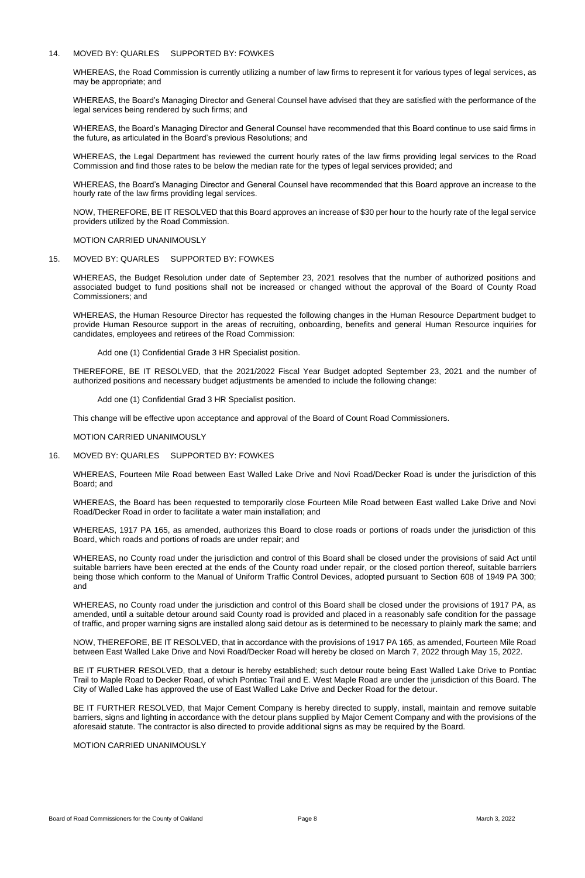14. MOVED BY: QUARLES SUPPORTED BY: FOWKES

WHEREAS, the Road Commission is currently utilizing a number of law firms to represent it for various types of legal services, as may be appropriate; and

WHEREAS, the Board's Managing Director and General Counsel have advised that they are satisfied with the performance of the legal services being rendered by such firms; and

WHEREAS, the Board's Managing Director and General Counsel have recommended that this Board continue to use said firms in the future, as articulated in the Board's previous Resolutions; and

WHEREAS, the Legal Department has reviewed the current hourly rates of the law firms providing legal services to the Road Commission and find those rates to be below the median rate for the types of legal services provided; and

WHEREAS, the Board's Managing Director and General Counsel have recommended that this Board approve an increase to the hourly rate of the law firms providing legal services.

NOW, THEREFORE, BE IT RESOLVED that this Board approves an increase of $30 per hour to the hourly rate of the legal service providers utilized by the Road Commission.

MOTION CARRIED UNANIMOUSLY

15. MOVED BY: QUARLES SUPPORTED BY: FOWKES

WHEREAS, the Budget Resolution under date of September 23, 2021 resolves that the number of authorized positions and associated budget to fund positions shall not be increased or changed without the approval of the Board of County Road Commissioners; and

WHEREAS, the Human Resource Director has requested the following changes in the Human Resource Department budget to provide Human Resource support in the areas of recruiting, onboarding, benefits and general Human Resource inquiries for candidates, employees and retirees of the Road Commission:

Add one (1) Confidential Grade 3 HR Specialist position.

THEREFORE, BE IT RESOLVED, that the 2021/2022 Fiscal Year Budget adopted September 23, 2021 and the number of authorized positions and necessary budget adjustments be amended to include the following change:

Add one (1) Confidential Grad 3 HR Specialist position.

This change will be effective upon acceptance and approval of the Board of Count Road Commissioners.

MOTION CARRIED UNANIMOUSLY

16. MOVED BY: QUARLES SUPPORTED BY: FOWKES

WHEREAS, Fourteen Mile Road between East Walled Lake Drive and Novi Road/Decker Road is under the jurisdiction of this Board; and

WHEREAS, the Board has been requested to temporarily close Fourteen Mile Road between East walled Lake Drive and Novi Road/Decker Road in order to facilitate a water main installation; and

WHEREAS, 1917 PA 165, as amended, authorizes this Board to close roads or portions of roads under the jurisdiction of this Board, which roads and portions of roads are under repair; and

WHEREAS, no County road under the jurisdiction and control of this Board shall be closed under the provisions of said Act until suitable barriers have been erected at the ends of the County road under repair, or the closed portion thereof, suitable barriers being those which conform to the Manual of Uniform Traffic Control Devices, adopted pursuant to Section 608 of 1949 PA 300; and

WHEREAS, no County road under the jurisdiction and control of this Board shall be closed under the provisions of 1917 PA, as amended, until a suitable detour around said County road is provided and placed in a reasonably safe condition for the passage of traffic, and proper warning signs are installed along said detour as is determined to be necessary to plainly mark the same; and

NOW, THEREFORE, BE IT RESOLVED, that in accordance with the provisions of 1917 PA 165, as amended, Fourteen Mile Road between East Walled Lake Drive and Novi Road/Decker Road will hereby be closed on March 7, 2022 through May 15, 2022.

BE IT FURTHER RESOLVED, that a detour is hereby established; such detour route being East Walled Lake Drive to Pontiac Trail to Maple Road to Decker Road, of which Pontiac Trail and E. West Maple Road are under the jurisdiction of this Board. The City of Walled Lake has approved the use of East Walled Lake Drive and Decker Road for the detour.

BE IT FURTHER RESOLVED, that Major Cement Company is hereby directed to supply, install, maintain and remove suitable barriers, signs and lighting in accordance with the detour plans supplied by Major Cement Company and with the provisions of the aforesaid statute. The contractor is also directed to provide additional signs as may be required by the Board.

MOTION CARRIED UNANIMOUSLY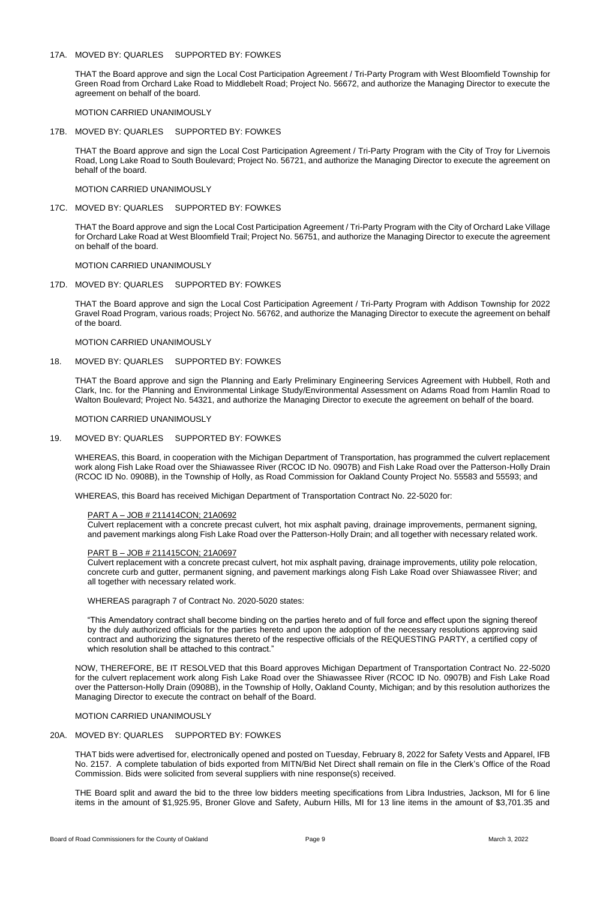17A. MOVED BY: QUARLES SUPPORTED BY: FOWKES

THAT the Board approve and sign the Local Cost Participation Agreement / Tri-Party Program with West Bloomfield Township for Green Road from Orchard Lake Road to Middlebelt Road; Project No. 56672, and authorize the Managing Director to execute the agreement on behalf of the board.

MOTION CARRIED UNANIMOUSLY

17B. MOVED BY: QUARLES SUPPORTED BY: FOWKES

THAT the Board approve and sign the Local Cost Participation Agreement / Tri-Party Program with the City of Troy for Livernois Road, Long Lake Road to South Boulevard; Project No. 56721, and authorize the Managing Director to execute the agreement on behalf of the board.

MOTION CARRIED UNANIMOUSLY

17C. MOVED BY: QUARLES SUPPORTED BY: FOWKES

THAT the Board approve and sign the Local Cost Participation Agreement / Tri-Party Program with the City of Orchard Lake Village for Orchard Lake Road at West Bloomfield Trail; Project No. 56751, and authorize the Managing Director to execute the agreement on behalf of the board.

MOTION CARRIED UNANIMOUSLY

17D. MOVED BY: QUARLES SUPPORTED BY: FOWKES

THAT the Board approve and sign the Local Cost Participation Agreement / Tri-Party Program with Addison Township for 2022 Gravel Road Program, various roads; Project No. 56762, and authorize the Managing Director to execute the agreement on behalf of the board.

MOTION CARRIED UNANIMOUSLY

18. MOVED BY: QUARLES SUPPORTED BY: FOWKES

THAT the Board approve and sign the Planning and Early Preliminary Engineering Services Agreement with Hubbell, Roth and Clark, Inc. for the Planning and Environmental Linkage Study/Environmental Assessment on Adams Road from Hamlin Road to Walton Boulevard; Project No. 54321, and authorize the Managing Director to execute the agreement on behalf of the board.

MOTION CARRIED UNANIMOUSLY

19. MOVED BY: QUARLES SUPPORTED BY: FOWKES

WHEREAS, this Board, in cooperation with the Michigan Department of Transportation, has programmed the culvert replacement work along Fish Lake Road over the Shiawassee River (RCOC ID No. 0907B) and Fish Lake Road over the Patterson-Holly Drain (RCOC ID No. 0908B), in the Township of Holly, as Road Commission for Oakland County Project No. 55583 and 55593; and

WHEREAS, this Board has received Michigan Department of Transportation Contract No. 22-5020 for:

PART A – JOB # 211414CON; 21A0692
Culvert replacement with a concrete precast culvert, hot mix asphalt paving, drainage improvements, permanent signing, and pavement markings along Fish Lake Road over the Patterson-Holly Drain; and all together with necessary related work.

PART B – JOB # 211415CON; 21A0697
Culvert replacement with a concrete precast culvert, hot mix asphalt paving, drainage improvements, utility pole relocation, concrete curb and gutter, permanent signing, and pavement markings along Fish Lake Road over Shiawassee River; and all together with necessary related work.

WHEREAS paragraph 7 of Contract No. 2020-5020 states:

"This Amendatory contract shall become binding on the parties hereto and of full force and effect upon the signing thereof by the duly authorized officials for the parties hereto and upon the adoption of the necessary resolutions approving said contract and authorizing the signatures thereto of the respective officials of the REQUESTING PARTY, a certified copy of which resolution shall be attached to this contract."

NOW, THEREFORE, BE IT RESOLVED that this Board approves Michigan Department of Transportation Contract No. 22-5020 for the culvert replacement work along Fish Lake Road over the Shiawassee River (RCOC ID No. 0907B) and Fish Lake Road over the Patterson-Holly Drain (0908B), in the Township of Holly, Oakland County, Michigan; and by this resolution authorizes the Managing Director to execute the contract on behalf of the Board.

MOTION CARRIED UNANIMOUSLY

20A. MOVED BY: QUARLES SUPPORTED BY: FOWKES

THAT bids were advertised for, electronically opened and posted on Tuesday, February 8, 2022 for Safety Vests and Apparel, IFB No. 2157. A complete tabulation of bids exported from MITN/Bid Net Direct shall remain on file in the Clerk's Office of the Road Commission. Bids were solicited from several suppliers with nine response(s) received.

THE Board split and award the bid to the three low bidders meeting specifications from Libra Industries, Jackson, MI for 6 line items in the amount of $1,925.95, Broner Glove and Safety, Auburn Hills, MI for 13 line items in the amount of $3,701.35 and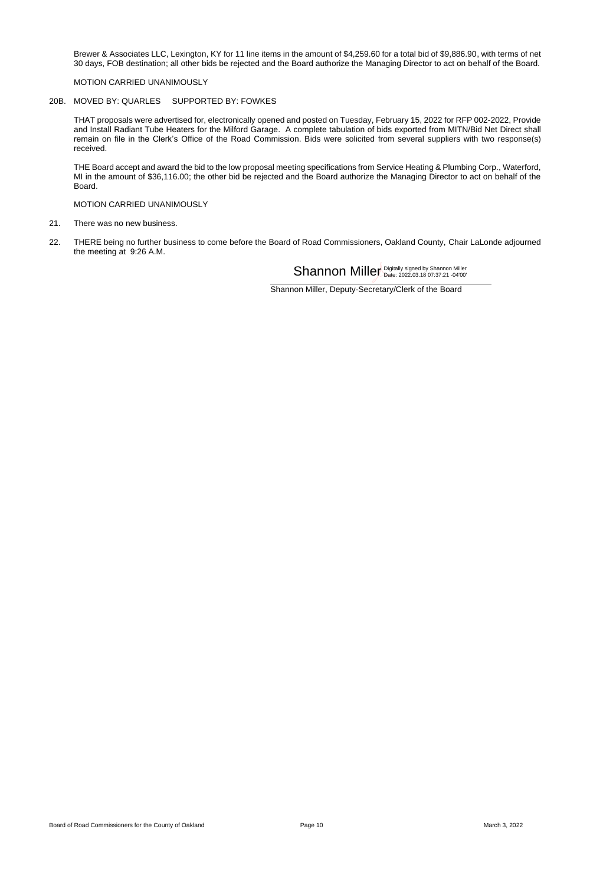Brewer & Associates LLC, Lexington, KY for 11 line items in the amount of $4,259.60 for a total bid of $9,886.90, with terms of net 30 days, FOB destination; all other bids be rejected and the Board authorize the Managing Director to act on behalf of the Board.

MOTION CARRIED UNANIMOUSLY

20B. MOVED BY: QUARLES SUPPORTED BY: FOWKES

THAT proposals were advertised for, electronically opened and posted on Tuesday, February 15, 2022 for RFP 002-2022, Provide and Install Radiant Tube Heaters for the Milford Garage. A complete tabulation of bids exported from MITN/Bid Net Direct shall remain on file in the Clerk's Office of the Road Commission. Bids were solicited from several suppliers with two response(s) received.

THE Board accept and award the bid to the low proposal meeting specifications from Service Heating & Plumbing Corp., Waterford, MI in the amount of $36,116.00; the other bid be rejected and the Board authorize the Managing Director to act on behalf of the Board.

MOTION CARRIED UNANIMOUSLY

21. There was no new business.

22. THERE being no further business to come before the Board of Road Commissioners, Oakland County, Chair LaLonde adjourned the meeting at 9:26 A.M.

Shannon Miller Digitally signed by Shannon Miller Date: 2022.03.18 07:37:21 -04'00'

Shannon Miller, Deputy-Secretary/Clerk of the Board